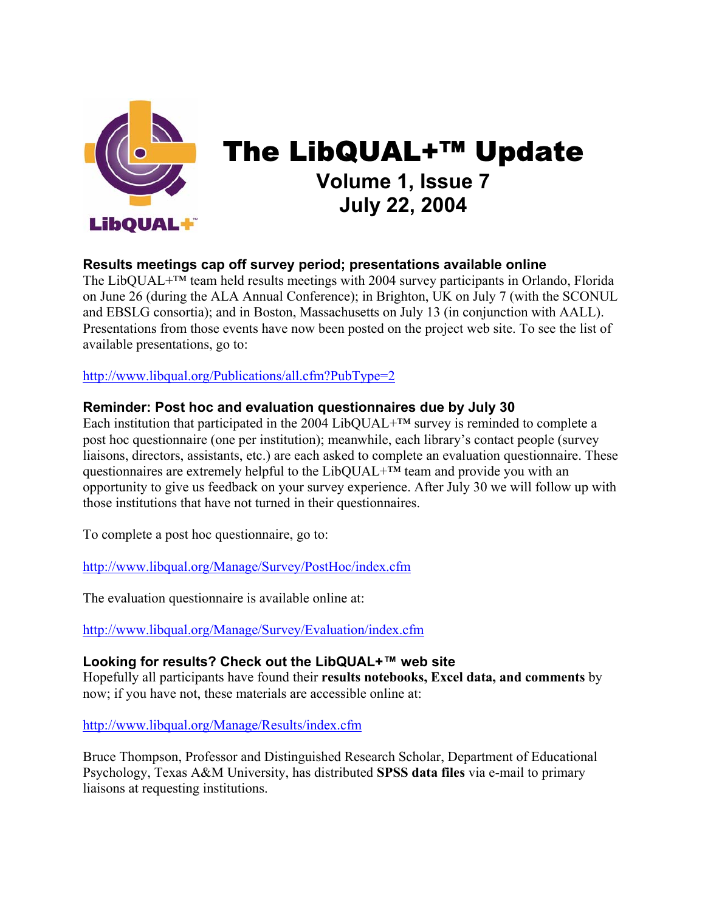# The LibQUAL+™ Update

## Volume 1, Issue 7
## July 22, 2004

### Results meetings cap off survey period; presentations available online

The LibQUAL+™ team held results meetings with 2004 survey participants in Orlando, Florida on June 26 (during the ALA Annual Conference); in Brighton, UK on July 7 (with the SCONUL and EBSLG consortia); and in Boston, Massachusetts on July 13 (in conjunction with AALL). Presentations from those events have now been posted on the project web site. To see the list of available presentations, go to:

http://www.libqual.org/Publications/all.cfm?PubType=2

### Reminder: Post hoc and evaluation questionnaires due by July 30

Each institution that participated in the 2004 LibQUAL+™ survey is reminded to complete a post hoc questionnaire (one per institution); meanwhile, each library's contact people (survey liaisons, directors, assistants, etc.) are each asked to complete an evaluation questionnaire. These questionnaires are extremely helpful to the LibQUAL+™ team and provide you with an opportunity to give us feedback on your survey experience. After July 30 we will follow up with those institutions that have not turned in their questionnaires.

To complete a post hoc questionnaire, go to:

http://www.libqual.org/Manage/Survey/PostHoc/index.cfm

The evaluation questionnaire is available online at:

http://www.libqual.org/Manage/Survey/Evaluation/index.cfm

### Looking for results? Check out the LibQUAL+™ web site

Hopefully all participants have found their **results notebooks, Excel data, and comments** by now; if you have not, these materials are accessible online at:

http://www.libqual.org/Manage/Results/index.cfm

Bruce Thompson, Professor and Distinguished Research Scholar, Department of Educational Psychology, Texas A&M University, has distributed **SPSS data files** via e-mail to primary liaisons at requesting institutions.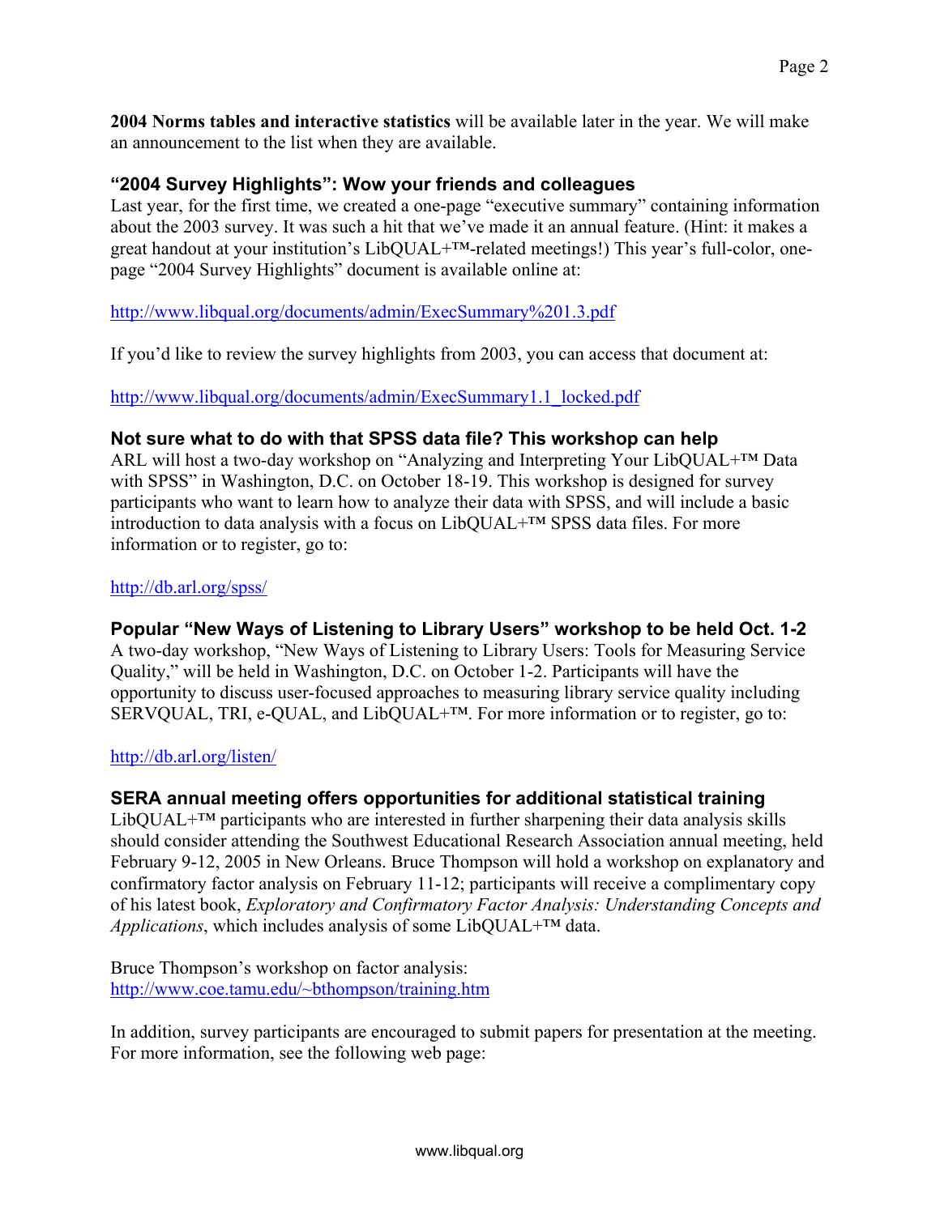**2004 Norms tables and interactive statistics** will be available later in the year. We will make an announcement to the list when they are available.

### "2004 Survey Highlights": Wow your friends and colleagues

Last year, for the first time, we created a one-page "executive summary" containing information about the 2003 survey. It was such a hit that we've made it an annual feature. (Hint: it makes a great handout at your institution's LibQUAL+™-related meetings!) This year's full-color, one-page "2004 Survey Highlights" document is available online at:

http://www.libqual.org/documents/admin/ExecSummary%201.3.pdf

If you'd like to review the survey highlights from 2003, you can access that document at:

http://www.libqual.org/documents/admin/ExecSummary1.1_locked.pdf

### Not sure what to do with that SPSS data file? This workshop can help

ARL will host a two-day workshop on "Analyzing and Interpreting Your LibQUAL+™ Data with SPSS" in Washington, D.C. on October 18-19. This workshop is designed for survey participants who want to learn how to analyze their data with SPSS, and will include a basic introduction to data analysis with a focus on LibQUAL+™ SPSS data files. For more information or to register, go to:

http://db.arl.org/spss/

### Popular "New Ways of Listening to Library Users" workshop to be held Oct. 1-2

A two-day workshop, "New Ways of Listening to Library Users: Tools for Measuring Service Quality," will be held in Washington, D.C. on October 1-2. Participants will have the opportunity to discuss user-focused approaches to measuring library service quality including SERVQUAL, TRI, e-QUAL, and LibQUAL+™. For more information or to register, go to:

http://db.arl.org/listen/

### SERA annual meeting offers opportunities for additional statistical training

LibQUAL+™ participants who are interested in further sharpening their data analysis skills should consider attending the Southwest Educational Research Association annual meeting, held February 9-12, 2005 in New Orleans. Bruce Thompson will hold a workshop on explanatory and confirmatory factor analysis on February 11-12; participants will receive a complimentary copy of his latest book, *Exploratory and Confirmatory Factor Analysis: Understanding Concepts and Applications*, which includes analysis of some LibQUAL+™ data.

Bruce Thompson's workshop on factor analysis:
http://www.coe.tamu.edu/~bthompson/training.htm

In addition, survey participants are encouraged to submit papers for presentation at the meeting. For more information, see the following web page: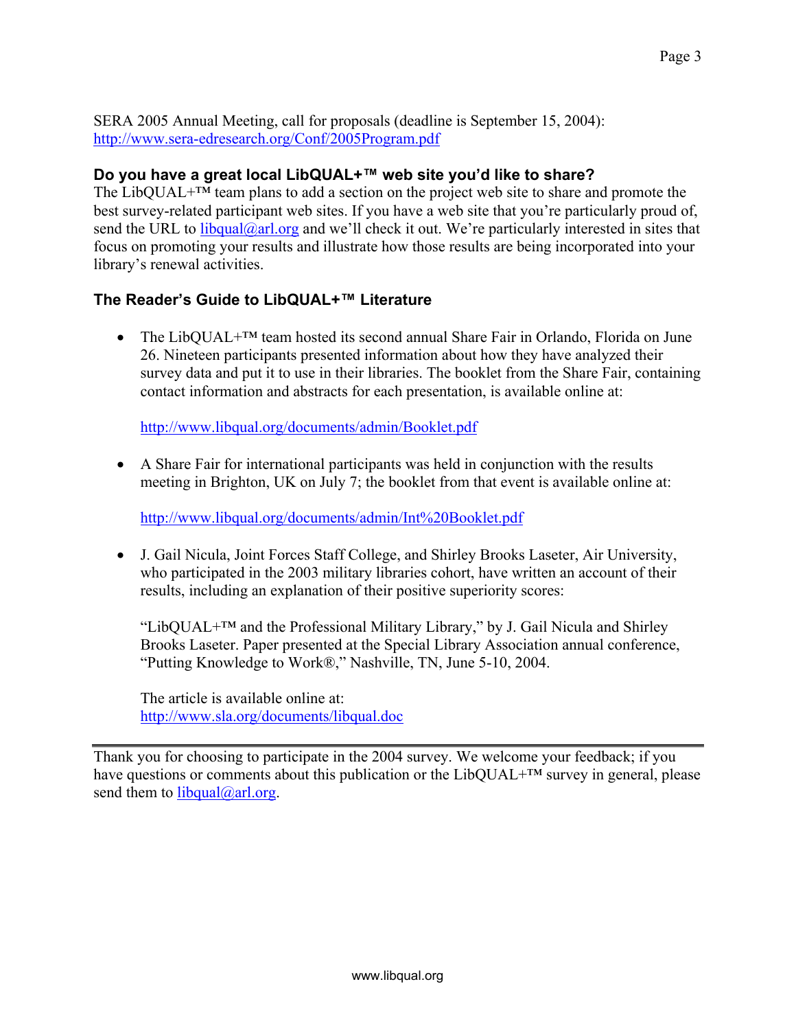SERA 2005 Annual Meeting, call for proposals (deadline is September 15, 2004): http://www.sera-edresearch.org/Conf/2005Program.pdf

### Do you have a great local LibQUAL+™ web site you'd like to share?

The LibQUAL+™ team plans to add a section on the project web site to share and promote the best survey-related participant web sites. If you have a web site that you're particularly proud of, send the URL to libqual@arl.org and we'll check it out. We're particularly interested in sites that focus on promoting your results and illustrate how those results are being incorporated into your library's renewal activities.

### The Reader's Guide to LibQUAL+™ Literature

- The LibQUAL+™ team hosted its second annual Share Fair in Orlando, Florida on June 26. Nineteen participants presented information about how they have analyzed their survey data and put it to use in their libraries. The booklet from the Share Fair, containing contact information and abstracts for each presentation, is available online at:

  http://www.libqual.org/documents/admin/Booklet.pdf

- A Share Fair for international participants was held in conjunction with the results meeting in Brighton, UK on July 7; the booklet from that event is available online at:

  http://www.libqual.org/documents/admin/Int%20Booklet.pdf

- J. Gail Nicula, Joint Forces Staff College, and Shirley Brooks Laseter, Air University, who participated in the 2003 military libraries cohort, have written an account of their results, including an explanation of their positive superiority scores:

  "LibQUAL+™ and the Professional Military Library," by J. Gail Nicula and Shirley Brooks Laseter. Paper presented at the Special Library Association annual conference, "Putting Knowledge to Work®," Nashville, TN, June 5-10, 2004.

  The article is available online at:
  http://www.sla.org/documents/libqual.doc

---

Thank you for choosing to participate in the 2004 survey. We welcome your feedback; if you have questions or comments about this publication or the LibQUAL+™ survey in general, please send them to libqual@arl.org.